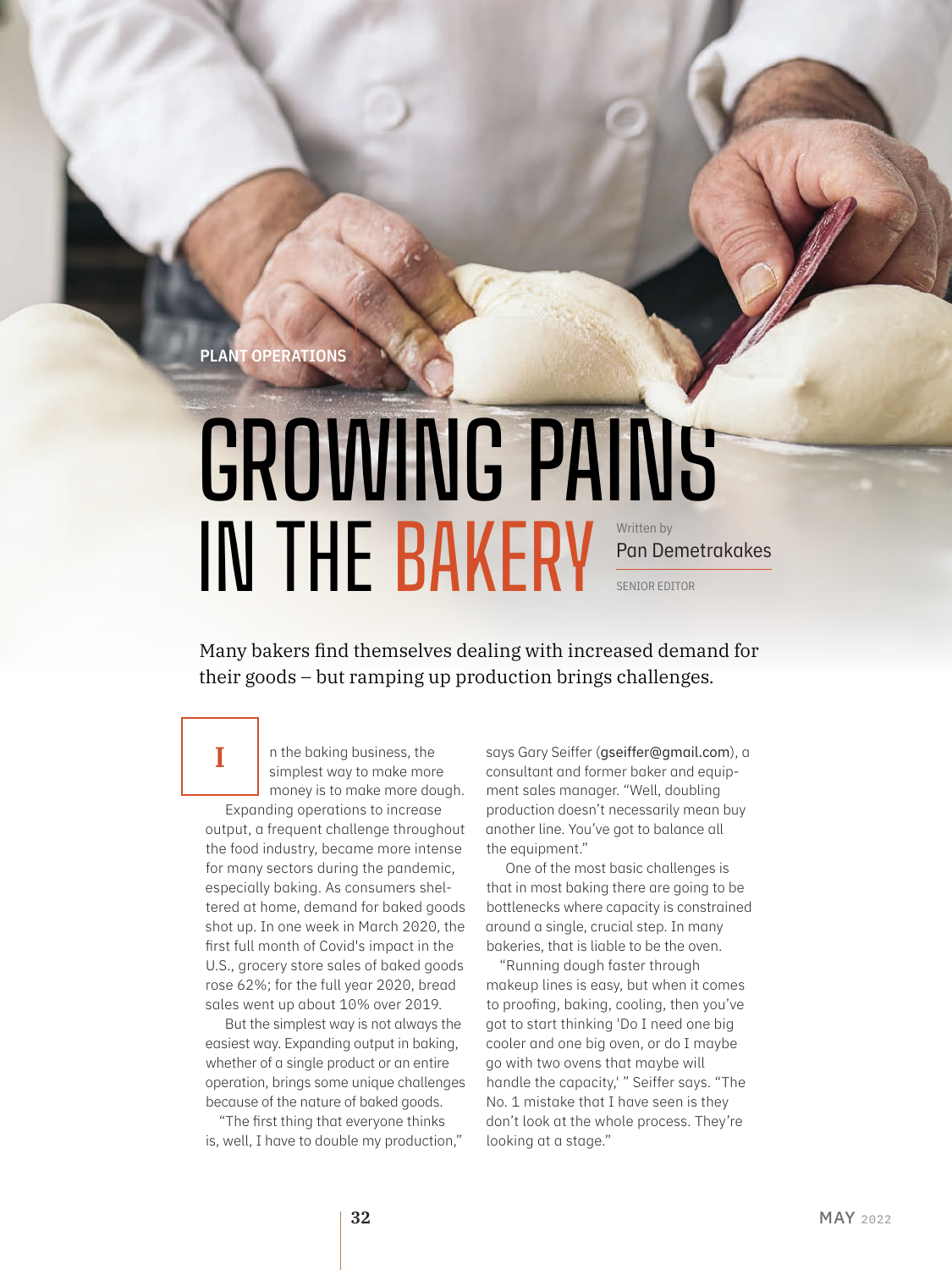PLANT OPERATIONS

# GROWING PAINS IN THE BAKERY

Written by
Pan Demetrakakes
SENIOR EDITOR

Many bakers find themselves dealing with increased demand for their goods – but ramping up production brings challenges.

In the baking business, the simplest way to make more money is to make more dough.

Expanding operations to increase output, a frequent challenge throughout the food industry, became more intense for many sectors during the pandemic, especially baking. As consumers sheltered at home, demand for baked goods shot up. In one week in March 2020, the first full month of Covid's impact in the U.S., grocery store sales of baked goods rose 62%; for the full year 2020, bread sales went up about 10% over 2019.

But the simplest way is not always the easiest way. Expanding output in baking, whether of a single product or an entire operation, brings some unique challenges because of the nature of baked goods.

"The first thing that everyone thinks is, well, I have to double my production," says Gary Seiffer (gseiffer@gmail.com), a consultant and former baker and equipment sales manager. "Well, doubling production doesn't necessarily mean buy another line. You've got to balance all the equipment."

One of the most basic challenges is that in most baking there are going to be bottlenecks where capacity is constrained around a single, crucial step. In many bakeries, that is liable to be the oven.

"Running dough faster through makeup lines is easy, but when it comes to proofing, baking, cooling, then you've got to start thinking 'Do I need one big cooler and one big oven, or do I maybe go with two ovens that maybe will handle the capacity,' " Seiffer says. "The No. 1 mistake that I have seen is they don't look at the whole process. They're looking at a stage."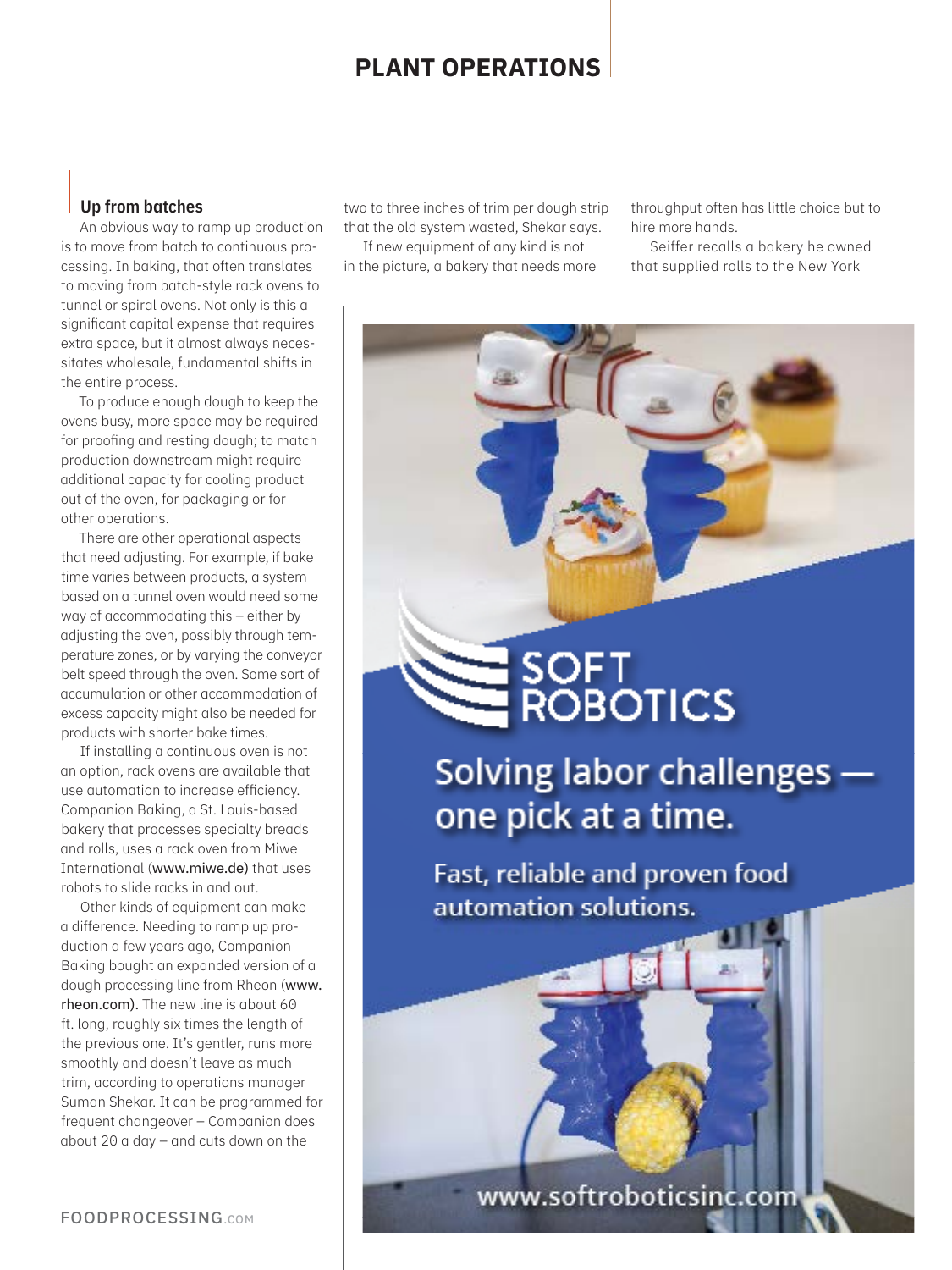## Up from batches

An obvious way to ramp up production is to move from batch to continuous processing. In baking, that often translates to moving from batch-style rack ovens to tunnel or spiral ovens. Not only is this a significant capital expense that requires extra space, but it almost always necessitates wholesale, fundamental shifts in the entire process.

To produce enough dough to keep the ovens busy, more space may be required for proofing and resting dough; to match production downstream might require additional capacity for cooling product out of the oven, for packaging or for other operations.

There are other operational aspects that need adjusting. For example, if bake time varies between products, a system based on a tunnel oven would need some way of accommodating this – either by adjusting the oven, possibly through temperature zones, or by varying the conveyor belt speed through the oven. Some sort of accumulation or other accommodation of excess capacity might also be needed for products with shorter bake times.

If installing a continuous oven is not an option, rack ovens are available that use automation to increase efficiency. Companion Baking, a St. Louis-based bakery that processes specialty breads and rolls, uses a rack oven from Miwe International (www.miwe.de) that uses robots to slide racks in and out.

Other kinds of equipment can make a difference. Needing to ramp up production a few years ago, Companion Baking bought an expanded version of a dough processing line from Rheon (www.rheon.com). The new line is about 60 ft. long, roughly six times the length of the previous one. It's gentler, runs more smoothly and doesn't leave as much trim, according to operations manager Suman Shekar. It can be programmed for frequent changeover – Companion does about 20 a day – and cuts down on the two to three inches of trim per dough strip that the old system wasted, Shekar says.

If new equipment of any kind is not in the picture, a bakery that needs more throughput often has little choice but to hire more hands.

Seiffer recalls a bakery he owned that supplied rolls to the New York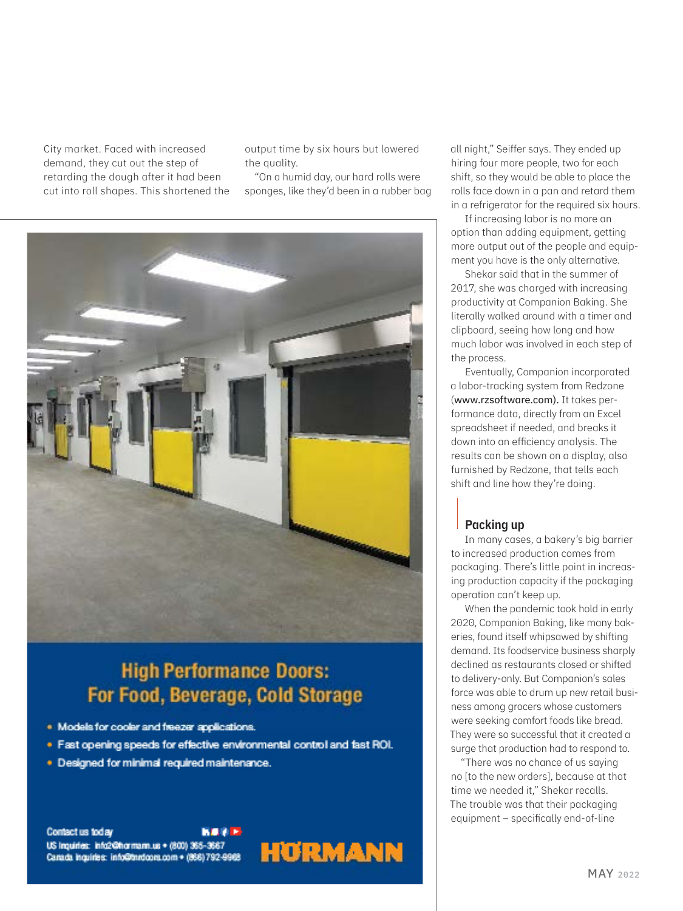City market. Faced with increased demand, they cut out the step of retarding the dough after it had been cut into roll shapes. This shortened the output time by six hours but lowered the quality.

"On a humid day, our hard rolls were sponges, like they'd been in a rubber bag all night," Seiffer says. They ended up hiring four more people, two for each shift, so they would be able to place the rolls face down in a pan and retard them in a refrigerator for the required six hours.

If increasing labor is no more an option than adding equipment, getting more output out of the people and equipment you have is the only alternative.

Shekar said that in the summer of 2017, she was charged with increasing productivity at Companion Baking. She literally walked around with a timer and clipboard, seeing how long and how much labor was involved in each step of the process.

Eventually, Companion incorporated a labor-tracking system from Redzone (www.rzsoftware.com). It takes performance data, directly from an Excel spreadsheet if needed, and breaks it down into an efficiency analysis. The results can be shown on a display, also furnished by Redzone, that tells each shift and line how they're doing.

## Packing up

In many cases, a bakery's big barrier to increased production comes from packaging. There's little point in increasing production capacity if the packaging operation can't keep up.

When the pandemic took hold in early 2020, Companion Baking, like many bakeries, found itself whipsawed by shifting demand. Its foodservice business sharply declined as restaurants closed or shifted to delivery-only. But Companion's sales force was able to drum up new retail business among grocers whose customers were seeking comfort foods like bread. They were so successful that it created a surge that production had to respond to.

"There was no chance of us saying no [to the new orders], because at that time we needed it," Shekar recalls. The trouble was that their packaging equipment – specifically end-of-line

**High Performance Doors: For Food, Beverage, Cold Storage**

- Models for cooler and freezer applications.
- Fast opening speeds for effective environmental control and fast ROI.
- Designed for minimal required maintenance.

Contact us today
US Inquiries: info2@hormann.us • (800) 365-3667
Canada Inquiries: info@hrdoors.com • (866) 792-6968

HÖRMANN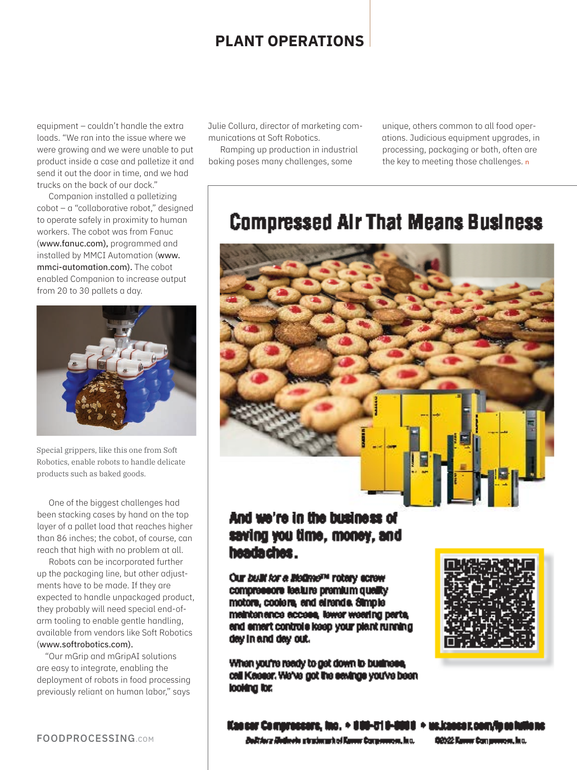equipment – couldn't handle the extra loads. "We ran into the issue where we were growing and we were unable to put product inside a case and palletize it and send it out the door in time, and we had trucks on the back of our dock."

Companion installed a palletizing cobot – a "collaborative robot," designed to operate safely in proximity to human workers. The cobot was from Fanuc (www.fanuc.com), programmed and installed by MMCI Automation (www.mmci-automation.com). The cobot enabled Companion to increase output from 20 to 30 pallets a day.

Special grippers, like this one from Soft Robotics, enable robots to handle delicate products such as baked goods.

One of the biggest challenges had been stacking cases by hand on the top layer of a pallet load that reaches higher than 86 inches; the cobot, of course, can reach that high with no problem at all.

Robots can be incorporated further up the packaging line, but other adjustments have to be made. If they are expected to handle unpackaged product, they probably will need special end-of-arm tooling to enable gentle handling, available from vendors like Soft Robotics (www.softrobotics.com).

"Our mGrip and mGripAI solutions are easy to integrate, enabling the deployment of robots in food processing previously reliant on human labor," says Julie Collura, director of marketing communications at Soft Robotics.

Ramping up production in industrial baking poses many challenges, some unique, others common to all food operations. Judicious equipment upgrades, in processing, packaging or both, often are the key to meeting those challenges.

# Compressed Air That Means Business

**And we're in the business of saving you time, money, and headaches.**

Our *built for a lifetime™* rotary screw compressors feature premium quality motors, coolers, and airends. Simple maintenance access, fewer wearing parts, and smart controls keep your plant running day in and day out.

When you're ready to get down to business, call Kaeser. We've got the savings you've been looking for.

Kaeser Compressors, Inc. • 866-516-6888 • us.kaeser.com/fpsolutions

*Built for a lifetime* is a trademark of Kaeser Compressors, Inc. ©2022 Kaeser Compressors, Inc.